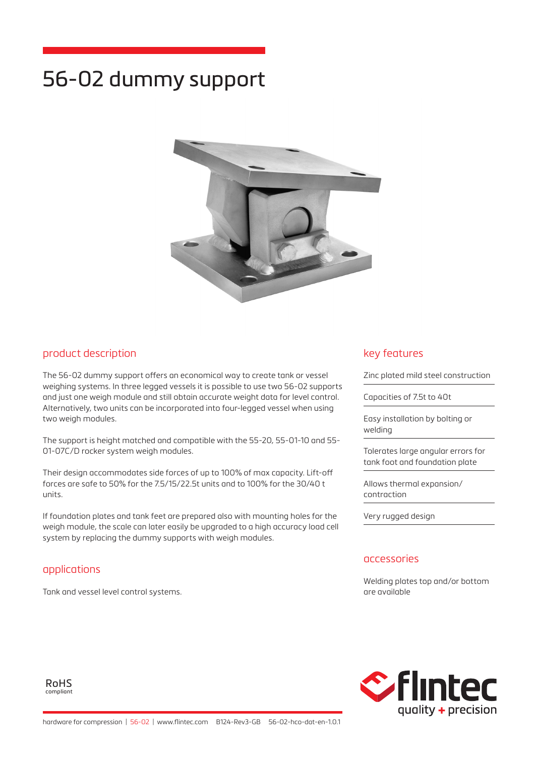# 56-02 dummy support

## product description

The 56-02 dummy support offers an economical way to create tank or vessel weighing systems. In three legged vessels it is possible to use two 56-02 supports and just one weigh module and still obtain accurate weight data for level control. Alternatively, two units can be incorporated into four-legged vessel when using two weigh modules.

The support is height matched and compatible with the 55-20, 55-01-10 and 55-01-07C/D rocker system weigh modules.

Their design accommodates side forces of up to 100% of max capacity. Lift-off forces are safe to 50% for the 7.5/15/22.5t units and to 100% for the 30/40 t units.

If foundation plates and tank feet are prepared also with mounting holes for the weigh module, the scale can later easily be upgraded to a high accuracy load cell system by replacing the dummy supports with weigh modules.

## applications

Tank and vessel level control systems.

## key features

- Zinc plated mild steel construction
- Capacities of 7.5t to 40t
- Easy installation by bolting or welding
- Tolerates large angular errors for tank foot and foundation plate
- Allows thermal expansion/ contraction
- Very rugged design

## accessories

Welding plates top and/or bottom are available

RoHS compliant

hardware for compression | 56-02 | www.flintec.com B124-Rev3-GB 56-02-hco-dat-en-1.0.1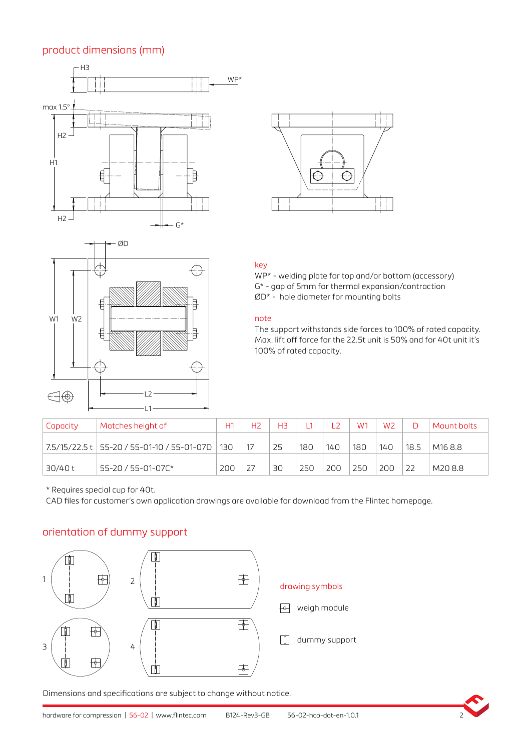## product dimensions (mm)

H3
WP*
max 1.5°
H2
H1
H2
G*
ØD
W1
W2
L2
L1

key

WP* - welding plate for top and/or bottom (accessory)
G* - gap of 5mm for thermal expansion/contraction
ØD* - hole diameter for mounting bolts

note

The support withstands side forces to 100% of rated capacity. Max. lift off force for the 22.5t unit is 50% and for 40t unit it's 100% of rated capacity.

| Capacity | Matches height of | H1 | H2 | H3 | L1 | L2 | W1 | W2 | D | Mount bolts |
|---|---|---|---|---|---|---|---|---|---|---|
| 7.5/15/22.5 t | 55-20 / 55-01-10 / 55-01-07D | 130 | 17 | 25 | 180 | 140 | 180 | 140 | 18.5 | M16 8.8 |
| 30/40 t | 55-20 / 55-01-07C* | 200 | 27 | 30 | 250 | 200 | 250 | 200 | 22 | M20 8.8 |

\* Requires special cup for 40t.
CAD files for customer's own application drawings are available for download from the Flintec homepage.

## orientation of dummy support

1
2
3
4

drawing symbols

weigh module

dummy support

Dimensions and specifications are subject to change without notice.